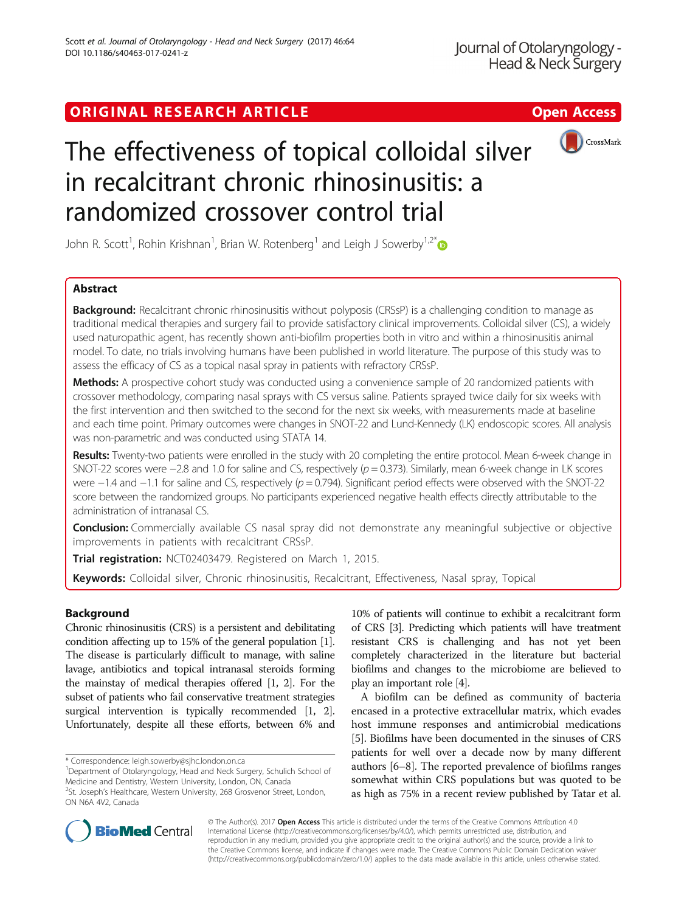ORIGINAL RESEARCH ARTICLE | Open Access

# The effectiveness of topical colloidal silver in recalcitrant chronic rhinosinusitis: a randomized crossover control trial

John R. Scott[1], Rohin Krishnan[1], Brian W. Rotenberg[1] and Leigh J Sowerby[1,2*]

## Abstract

**Background:** Recalcitrant chronic rhinosinusitis without polyposis (CRSsP) is a challenging condition to manage as traditional medical therapies and surgery fail to provide satisfactory clinical improvements. Colloidal silver (CS), a widely used naturopathic agent, has recently shown anti-biofilm properties both in vitro and within a rhinosinusitis animal model. To date, no trials involving humans have been published in world literature. The purpose of this study was to assess the efficacy of CS as a topical nasal spray in patients with refractory CRSsP.

**Methods:** A prospective cohort study was conducted using a convenience sample of 20 randomized patients with crossover methodology, comparing nasal sprays with CS versus saline. Patients sprayed twice daily for six weeks with the first intervention and then switched to the second for the next six weeks, with measurements made at baseline and each time point. Primary outcomes were changes in SNOT-22 and Lund-Kennedy (LK) endoscopic scores. All analysis was non-parametric and was conducted using STATA 14.

**Results:** Twenty-two patients were enrolled in the study with 20 completing the entire protocol. Mean 6-week change in SNOT-22 scores were −2.8 and 1.0 for saline and CS, respectively ($p = 0.373$). Similarly, mean 6-week change in LK scores were −1.4 and −1.1 for saline and CS, respectively ($p = 0.794$). Significant period effects were observed with the SNOT-22 score between the randomized groups. No participants experienced negative health effects directly attributable to the administration of intranasal CS.

**Conclusion:** Commercially available CS nasal spray did not demonstrate any meaningful subjective or objective improvements in patients with recalcitrant CRSsP.

**Trial registration:** NCT02403479. Registered on March 1, 2015.

**Keywords:** Colloidal silver, Chronic rhinosinusitis, Recalcitrant, Effectiveness, Nasal spray, Topical

## Background

Chronic rhinosinusitis (CRS) is a persistent and debilitating condition affecting up to 15% of the general population [1]. The disease is particularly difficult to manage, with saline lavage, antibiotics and topical intranasal steroids forming the mainstay of medical therapies offered [1, 2]. For the subset of patients who fail conservative treatment strategies surgical intervention is typically recommended [1, 2]. Unfortunately, despite all these efforts, between 6% and 10% of patients will continue to exhibit a recalcitrant form of CRS [3]. Predicting which patients will have treatment resistant CRS is challenging and has not yet been completely characterized in the literature but bacterial biofilms and changes to the microbiome are believed to play an important role [4].

A biofilm can be defined as community of bacteria encased in a protective extracellular matrix, which evades host immune responses and antimicrobial medications [5]. Biofilms have been documented in the sinuses of CRS patients for well over a decade now by many different authors [6–8]. The reported prevalence of biofilms ranges somewhat within CRS populations but was quoted to be as high as 75% in a recent review published by Tatar et al.

\* Correspondence: leigh.sowerby@sjhc.london.on.ca
[1]Department of Otolaryngology, Head and Neck Surgery, Schulich School of Medicine and Dentistry, Western University, London, ON, Canada
[2]St. Joseph's Healthcare, Western University, 268 Grosvenor Street, London, ON N6A 4V2, Canada

© The Author(s). 2017 **Open Access** This article is distributed under the terms of the Creative Commons Attribution 4.0 International License (http://creativecommons.org/licenses/by/4.0/), which permits unrestricted use, distribution, and reproduction in any medium, provided you give appropriate credit to the original author(s) and the source, provide a link to the Creative Commons license, and indicate if changes were made. The Creative Commons Public Domain Dedication waiver (http://creativecommons.org/publicdomain/zero/1.0/) applies to the data made available in this article, unless otherwise stated.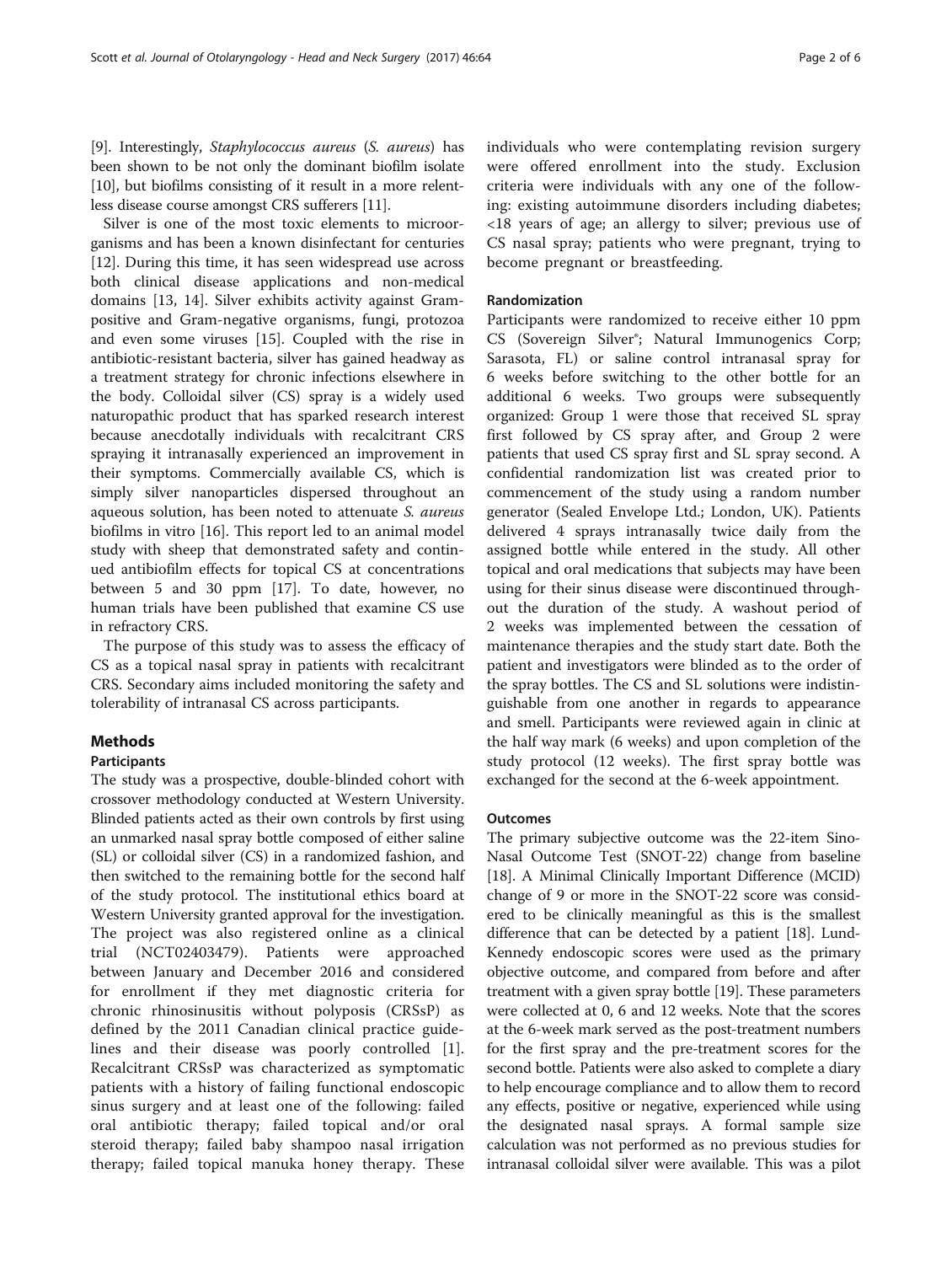[9]. Interestingly, *Staphylococcus aureus* (*S. aureus*) has been shown to be not only the dominant biofilm isolate [10], but biofilms consisting of it result in a more relentless disease course amongst CRS sufferers [11].

Silver is one of the most toxic elements to microorganisms and has been a known disinfectant for centuries [12]. During this time, it has seen widespread use across both clinical disease applications and non-medical domains [13, 14]. Silver exhibits activity against Gram-positive and Gram-negative organisms, fungi, protozoa and even some viruses [15]. Coupled with the rise in antibiotic-resistant bacteria, silver has gained headway as a treatment strategy for chronic infections elsewhere in the body. Colloidal silver (CS) spray is a widely used naturopathic product that has sparked research interest because anecdotally individuals with recalcitrant CRS spraying it intranasally experienced an improvement in their symptoms. Commercially available CS, which is simply silver nanoparticles dispersed throughout an aqueous solution, has been noted to attenuate *S. aureus* biofilms in vitro [16]. This report led to an animal model study with sheep that demonstrated safety and continued antibiofilm effects for topical CS at concentrations between 5 and 30 ppm [17]. To date, however, no human trials have been published that examine CS use in refractory CRS.

The purpose of this study was to assess the efficacy of CS as a topical nasal spray in patients with recalcitrant CRS. Secondary aims included monitoring the safety and tolerability of intranasal CS across participants.

## Methods

### Participants

The study was a prospective, double-blinded cohort with crossover methodology conducted at Western University. Blinded patients acted as their own controls by first using an unmarked nasal spray bottle composed of either saline (SL) or colloidal silver (CS) in a randomized fashion, and then switched to the remaining bottle for the second half of the study protocol. The institutional ethics board at Western University granted approval for the investigation. The project was also registered online as a clinical trial (NCT02403479). Patients were approached between January and December 2016 and considered for enrollment if they met diagnostic criteria for chronic rhinosinusitis without polyposis (CRSsP) as defined by the 2011 Canadian clinical practice guidelines and their disease was poorly controlled [1]. Recalcitrant CRSsP was characterized as symptomatic patients with a history of failing functional endoscopic sinus surgery and at least one of the following: failed oral antibiotic therapy; failed topical and/or oral steroid therapy; failed baby shampoo nasal irrigation therapy; failed topical manuka honey therapy. These individuals who were contemplating revision surgery were offered enrollment into the study. Exclusion criteria were individuals with any one of the following: existing autoimmune disorders including diabetes; <18 years of age; an allergy to silver; previous use of CS nasal spray; patients who were pregnant, trying to become pregnant or breastfeeding.

### Randomization

Participants were randomized to receive either 10 ppm CS (Sovereign Silver®; Natural Immunogenics Corp; Sarasota, FL) or saline control intranasal spray for 6 weeks before switching to the other bottle for an additional 6 weeks. Two groups were subsequently organized: Group 1 were those that received SL spray first followed by CS spray after, and Group 2 were patients that used CS spray first and SL spray second. A confidential randomization list was created prior to commencement of the study using a random number generator (Sealed Envelope Ltd.; London, UK). Patients delivered 4 sprays intranasally twice daily from the assigned bottle while entered in the study. All other topical and oral medications that subjects may have been using for their sinus disease were discontinued throughout the duration of the study. A washout period of 2 weeks was implemented between the cessation of maintenance therapies and the study start date. Both the patient and investigators were blinded as to the order of the spray bottles. The CS and SL solutions were indistinguishable from one another in regards to appearance and smell. Participants were reviewed again in clinic at the half way mark (6 weeks) and upon completion of the study protocol (12 weeks). The first spray bottle was exchanged for the second at the 6-week appointment.

### Outcomes

The primary subjective outcome was the 22-item Sino-Nasal Outcome Test (SNOT-22) change from baseline [18]. A Minimal Clinically Important Difference (MCID) change of 9 or more in the SNOT-22 score was considered to be clinically meaningful as this is the smallest difference that can be detected by a patient [18]. Lund-Kennedy endoscopic scores were used as the primary objective outcome, and compared from before and after treatment with a given spray bottle [19]. These parameters were collected at 0, 6 and 12 weeks. Note that the scores at the 6-week mark served as the post-treatment numbers for the first spray and the pre-treatment scores for the second bottle. Patients were also asked to complete a diary to help encourage compliance and to allow them to record any effects, positive or negative, experienced while using the designated nasal sprays. A formal sample size calculation was not performed as no previous studies for intranasal colloidal silver were available. This was a pilot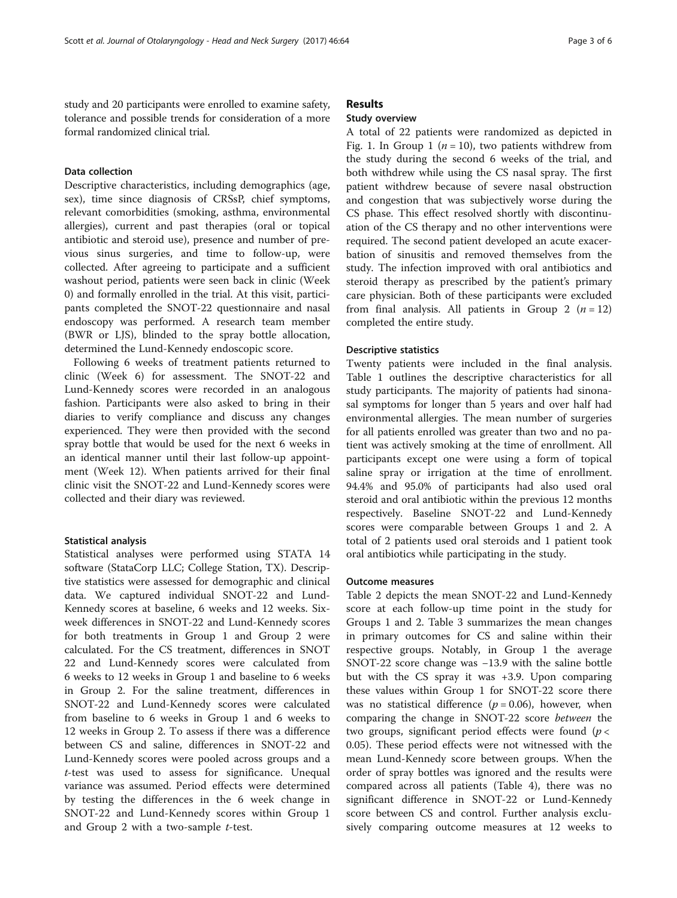study and 20 participants were enrolled to examine safety, tolerance and possible trends for consideration of a more formal randomized clinical trial.

### Data collection

Descriptive characteristics, including demographics (age, sex), time since diagnosis of CRSsP, chief symptoms, relevant comorbidities (smoking, asthma, environmental allergies), current and past therapies (oral or topical antibiotic and steroid use), presence and number of previous sinus surgeries, and time to follow-up, were collected. After agreeing to participate and a sufficient washout period, patients were seen back in clinic (Week 0) and formally enrolled in the trial. At this visit, participants completed the SNOT-22 questionnaire and nasal endoscopy was performed. A research team member (BWR or LJS), blinded to the spray bottle allocation, determined the Lund-Kennedy endoscopic score.

Following 6 weeks of treatment patients returned to clinic (Week 6) for assessment. The SNOT-22 and Lund-Kennedy scores were recorded in an analogous fashion. Participants were also asked to bring in their diaries to verify compliance and discuss any changes experienced. They were then provided with the second spray bottle that would be used for the next 6 weeks in an identical manner until their last follow-up appointment (Week 12). When patients arrived for their final clinic visit the SNOT-22 and Lund-Kennedy scores were collected and their diary was reviewed.

### Statistical analysis

Statistical analyses were performed using STATA 14 software (StataCorp LLC; College Station, TX). Descriptive statistics were assessed for demographic and clinical data. We captured individual SNOT-22 and Lund-Kennedy scores at baseline, 6 weeks and 12 weeks. Six-week differences in SNOT-22 and Lund-Kennedy scores for both treatments in Group 1 and Group 2 were calculated. For the CS treatment, differences in SNOT 22 and Lund-Kennedy scores were calculated from 6 weeks to 12 weeks in Group 1 and baseline to 6 weeks in Group 2. For the saline treatment, differences in SNOT-22 and Lund-Kennedy scores were calculated from baseline to 6 weeks in Group 1 and 6 weeks to 12 weeks in Group 2. To assess if there was a difference between CS and saline, differences in SNOT-22 and Lund-Kennedy scores were pooled across groups and a *t*-test was used to assess for significance. Unequal variance was assumed. Period effects were determined by testing the differences in the 6 week change in SNOT-22 and Lund-Kennedy scores within Group 1 and Group 2 with a two-sample *t*-test.

## Results

### Study overview

A total of 22 patients were randomized as depicted in Fig. 1. In Group 1 ($n = 10$), two patients withdrew from the study during the second 6 weeks of the trial, and both withdrew while using the CS nasal spray. The first patient withdrew because of severe nasal obstruction and congestion that was subjectively worse during the CS phase. This effect resolved shortly with discontinuation of the CS therapy and no other interventions were required. The second patient developed an acute exacerbation of sinusitis and removed themselves from the study. The infection improved with oral antibiotics and steroid therapy as prescribed by the patient's primary care physician. Both of these participants were excluded from final analysis. All patients in Group 2 ($n = 12$) completed the entire study.

### Descriptive statistics

Twenty patients were included in the final analysis. Table 1 outlines the descriptive characteristics for all study participants. The majority of patients had sinonasal symptoms for longer than 5 years and over half had environmental allergies. The mean number of surgeries for all patients enrolled was greater than two and no patient was actively smoking at the time of enrollment. All participants except one were using a form of topical saline spray or irrigation at the time of enrollment. 94.4% and 95.0% of participants had also used oral steroid and oral antibiotic within the previous 12 months respectively. Baseline SNOT-22 and Lund-Kennedy scores were comparable between Groups 1 and 2. A total of 2 patients used oral steroids and 1 patient took oral antibiotics while participating in the study.

### Outcome measures

Table 2 depicts the mean SNOT-22 and Lund-Kennedy score at each follow-up time point in the study for Groups 1 and 2. Table 3 summarizes the mean changes in primary outcomes for CS and saline within their respective groups. Notably, in Group 1 the average SNOT-22 score change was −13.9 with the saline bottle but with the CS spray it was +3.9. Upon comparing these values within Group 1 for SNOT-22 score there was no statistical difference ($p = 0.06$), however, when comparing the change in SNOT-22 score *between* the two groups, significant period effects were found ($p < 0.05$). These period effects were not witnessed with the mean Lund-Kennedy score between groups. When the order of spray bottles was ignored and the results were compared across all patients (Table 4), there was no significant difference in SNOT-22 or Lund-Kennedy score between CS and control. Further analysis exclusively comparing outcome measures at 12 weeks to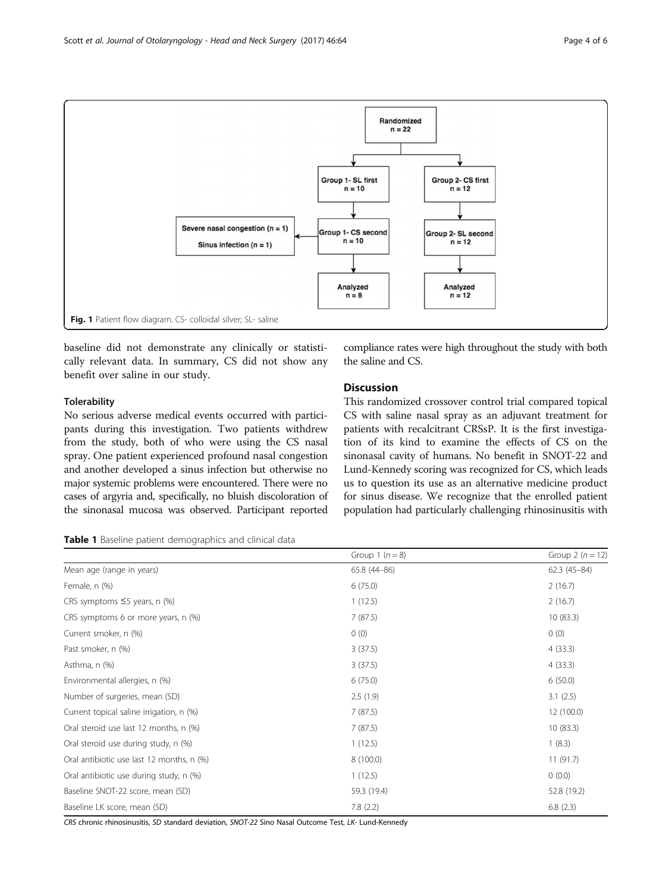Fig. 1 Patient flow diagram. CS- colloidal silver; SL- saline

baseline did not demonstrate any clinically or statistically relevant data. In summary, CS did not show any benefit over saline in our study.

### Tolerability

No serious adverse medical events occurred with participants during this investigation. Two patients withdrew from the study, both of who were using the CS nasal spray. One patient experienced profound nasal congestion and another developed a sinus infection but otherwise no major systemic problems were encountered. There were no cases of argyria and, specifically, no bluish discoloration of the sinonasal mucosa was observed. Participant reported compliance rates were high throughout the study with both the saline and CS.

## Discussion

This randomized crossover control trial compared topical CS with saline nasal spray as an adjuvant treatment for patients with recalcitrant CRSsP. It is the first investigation of its kind to examine the effects of CS on the sinonasal cavity of humans. No benefit in SNOT-22 and Lund-Kennedy scoring was recognized for CS, which leads us to question its use as an alternative medicine product for sinus disease. We recognize that the enrolled patient population had particularly challenging rhinosinusitis with

**Table 1** Baseline patient demographics and clinical data

| | Group 1 ($n = 8$) | Group 2 ($n = 12$) |
|---|---|---|
| Mean age (range in years) | 65.8 (44–86) | 62.3 (45–84) |
| Female, n (%) | 6 (75.0) | 2 (16.7) |
| CRS symptoms ≤5 years, n (%) | 1 (12.5) | 2 (16.7) |
| CRS symptoms 6 or more years, n (%) | 7 (87.5) | 10 (83.3) |
| Current smoker, n (%) | 0 (0) | 0 (0) |
| Past smoker, n (%) | 3 (37.5) | 4 (33.3) |
| Asthma, n (%) | 3 (37.5) | 4 (33.3) |
| Environmental allergies, n (%) | 6 (75.0) | 6 (50.0) |
| Number of surgeries, mean (SD) | 2.5 (1.9) | 3.1 (2.5) |
| Current topical saline irrigation, n (%) | 7 (87.5) | 12 (100.0) |
| Oral steroid use last 12 months, n (%) | 7 (87.5) | 10 (83.3) |
| Oral steroid use during study, n (%) | 1 (12.5) | 1 (8.3) |
| Oral antibiotic use last 12 months, n (%) | 8 (100.0) | 11 (91.7) |
| Oral antibiotic use during study, n (%) | 1 (12.5) | 0 (0.0) |
| Baseline SNOT-22 score, mean (SD) | 59.3 (19.4) | 52.8 (19.2) |
| Baseline LK score, mean (SD) | 7.8 (2.2) | 6.8 (2.3) |

*CRS* chronic rhinosinusitis, *SD* standard deviation, *SNOT-22* Sino Nasal Outcome Test, *LK*- Lund-Kennedy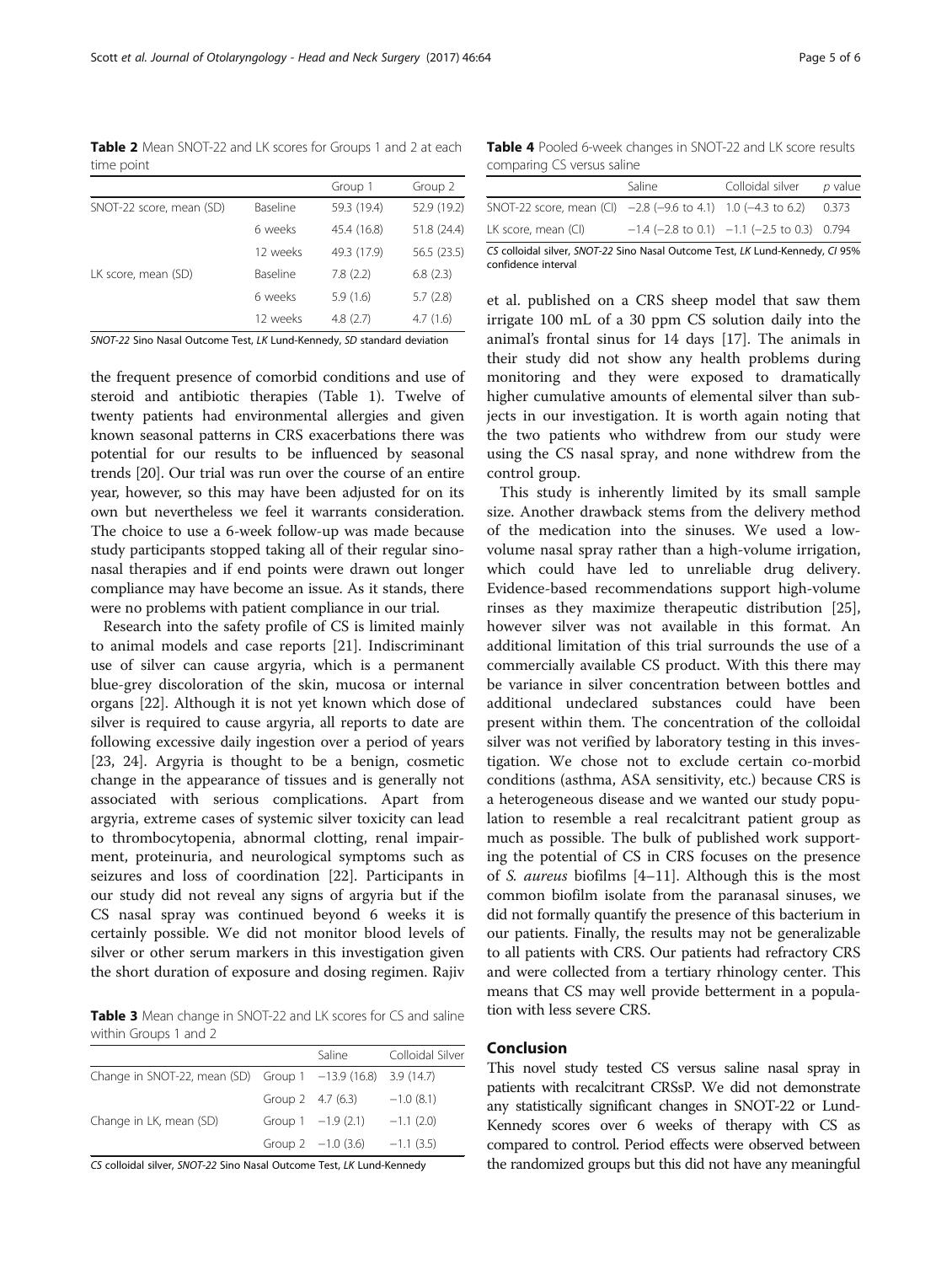**Table 2** Mean SNOT-22 and LK scores for Groups 1 and 2 at each time point

| | | Group 1 | Group 2 |
|---|---|---|---|
| SNOT-22 score, mean (SD) | Baseline | 59.3 (19.4) | 52.9 (19.2) |
| | 6 weeks | 45.4 (16.8) | 51.8 (24.4) |
| | 12 weeks | 49.3 (17.9) | 56.5 (23.5) |
| LK score, mean (SD) | Baseline | 7.8 (2.2) | 6.8 (2.3) |
| | 6 weeks | 5.9 (1.6) | 5.7 (2.8) |
| | 12 weeks | 4.8 (2.7) | 4.7 (1.6) |

*SNOT-22* Sino Nasal Outcome Test, *LK* Lund-Kennedy, *SD* standard deviation

the frequent presence of comorbid conditions and use of steroid and antibiotic therapies (Table 1). Twelve of twenty patients had environmental allergies and given known seasonal patterns in CRS exacerbations there was potential for our results to be influenced by seasonal trends [20]. Our trial was run over the course of an entire year, however, so this may have been adjusted for on its own but nevertheless we feel it warrants consideration. The choice to use a 6-week follow-up was made because study participants stopped taking all of their regular sinonasal therapies and if end points were drawn out longer compliance may have become an issue. As it stands, there were no problems with patient compliance in our trial.

Research into the safety profile of CS is limited mainly to animal models and case reports [21]. Indiscriminant use of silver can cause argyria, which is a permanent blue-grey discoloration of the skin, mucosa or internal organs [22]. Although it is not yet known which dose of silver is required to cause argyria, all reports to date are following excessive daily ingestion over a period of years [23, 24]. Argyria is thought to be a benign, cosmetic change in the appearance of tissues and is generally not associated with serious complications. Apart from argyria, extreme cases of systemic silver toxicity can lead to thrombocytopenia, abnormal clotting, renal impairment, proteinuria, and neurological symptoms such as seizures and loss of coordination [22]. Participants in our study did not reveal any signs of argyria but if the CS nasal spray was continued beyond 6 weeks it is certainly possible. We did not monitor blood levels of silver or other serum markers in this investigation given the short duration of exposure and dosing regimen. Rajiv et al. published on a CRS sheep model that saw them irrigate 100 mL of a 30 ppm CS solution daily into the animal's frontal sinus for 14 days [17]. The animals in their study did not show any health problems during monitoring and they were exposed to dramatically higher cumulative amounts of elemental silver than subjects in our investigation. It is worth again noting that the two patients who withdrew from our study were using the CS nasal spray, and none withdrew from the control group.

**Table 3** Mean change in SNOT-22 and LK scores for CS and saline within Groups 1 and 2

| | | Saline | Colloidal Silver |
|---|---|---|---|
| Change in SNOT-22, mean (SD) | Group 1 | −13.9 (16.8) | 3.9 (14.7) |
| | Group 2 | 4.7 (6.3) | −1.0 (8.1) |
| Change in LK, mean (SD) | Group 1 | −1.9 (2.1) | −1.1 (2.0) |
| | Group 2 | −1.0 (3.6) | −1.1 (3.5) |

*CS* colloidal silver, *SNOT-22* Sino Nasal Outcome Test, *LK* Lund-Kennedy

**Table 4** Pooled 6-week changes in SNOT-22 and LK score results comparing CS versus saline

| | Saline | Colloidal silver | *p* value |
|---|---|---|---|
| SNOT-22 score, mean (CI) | −2.8 (−9.6 to 4.1) | 1.0 (−4.3 to 6.2) | 0.373 |
| LK score, mean (CI) | −1.4 (−2.8 to 0.1) | −1.1 (−2.5 to 0.3) | 0.794 |

*CS* colloidal silver, *SNOT-22* Sino Nasal Outcome Test, *LK* Lund-Kennedy, *CI* 95% confidence interval

This study is inherently limited by its small sample size. Another drawback stems from the delivery method of the medication into the sinuses. We used a low-volume nasal spray rather than a high-volume irrigation, which could have led to unreliable drug delivery. Evidence-based recommendations support high-volume rinses as they maximize therapeutic distribution [25], however silver was not available in this format. An additional limitation of this trial surrounds the use of a commercially available CS product. With this there may be variance in silver concentration between bottles and additional undeclared substances could have been present within them. The concentration of the colloidal silver was not verified by laboratory testing in this investigation. We chose not to exclude certain co-morbid conditions (asthma, ASA sensitivity, etc.) because CRS is a heterogeneous disease and we wanted our study population to resemble a real recalcitrant patient group as much as possible. The bulk of published work supporting the potential of CS in CRS focuses on the presence of *S. aureus* biofilms [4–11]. Although this is the most common biofilm isolate from the paranasal sinuses, we did not formally quantify the presence of this bacterium in our patients. Finally, the results may not be generalizable to all patients with CRS. Our patients had refractory CRS and were collected from a tertiary rhinology center. This means that CS may well provide betterment in a population with less severe CRS.

## Conclusion

This novel study tested CS versus saline nasal spray in patients with recalcitrant CRSsP. We did not demonstrate any statistically significant changes in SNOT-22 or Lund-Kennedy scores over 6 weeks of therapy with CS as compared to control. Period effects were observed between the randomized groups but this did not have any meaningful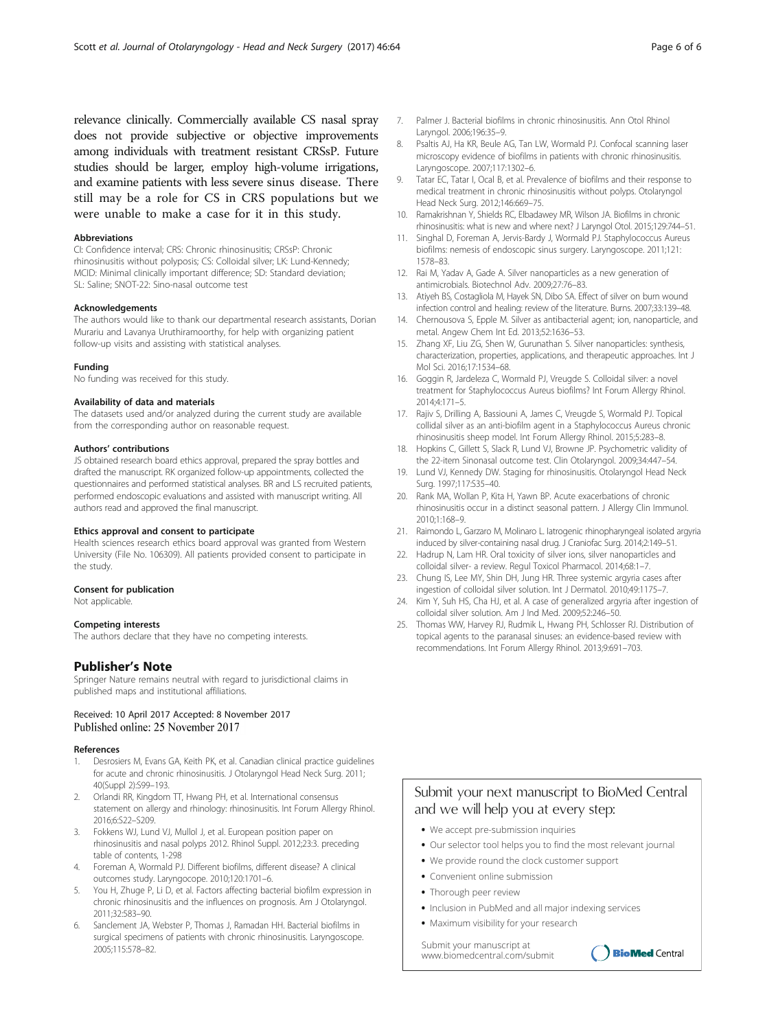relevance clinically. Commercially available CS nasal spray does not provide subjective or objective improvements among individuals with treatment resistant CRSsP. Future studies should be larger, employ high-volume irrigations, and examine patients with less severe sinus disease. There still may be a role for CS in CRS populations but we were unable to make a case for it in this study.

#### Abbreviations

CI: Confidence interval; CRS: Chronic rhinosinusitis; CRSsP: Chronic rhinosinusitis without polyposis; CS: Colloidal silver; LK: Lund-Kennedy; MCID: Minimal clinically important difference; SD: Standard deviation; SL: Saline; SNOT-22: Sino-nasal outcome test

#### Acknowledgements

The authors would like to thank our departmental research assistants, Dorian Murariu and Lavanya Uruthiramoorthy, for help with organizing patient follow-up visits and assisting with statistical analyses.

#### Funding

No funding was received for this study.

#### Availability of data and materials

The datasets used and/or analyzed during the current study are available from the corresponding author on reasonable request.

#### Authors' contributions

JS obtained research board ethics approval, prepared the spray bottles and drafted the manuscript. RK organized follow-up appointments, collected the questionnaires and performed statistical analyses. BR and LS recruited patients, performed endoscopic evaluations and assisted with manuscript writing. All authors read and approved the final manuscript.

#### Ethics approval and consent to participate

Health sciences research ethics board approval was granted from Western University (File No. 106309). All patients provided consent to participate in the study.

#### Consent for publication

Not applicable.

#### Competing interests

The authors declare that they have no competing interests.

## Publisher's Note

Springer Nature remains neutral with regard to jurisdictional claims in published maps and institutional affiliations.

Received: 10 April 2017 Accepted: 8 November 2017
Published online: 25 November 2017

#### References

1. Desrosiers M, Evans GA, Keith PK, et al. Canadian clinical practice guidelines for acute and chronic rhinosinusitis. J Otolaryngol Head Neck Surg. 2011; 40(Suppl 2):S99–193.
2. Orlandi RR, Kingdom TT, Hwang PH, et al. International consensus statement on allergy and rhinology: rhinosinusitis. Int Forum Allergy Rhinol. 2016;6:S22–S209.
3. Fokkens WJ, Lund VJ, Mullol J, et al. European position paper on rhinosinusitis and nasal polyps 2012. Rhinol Suppl. 2012;23:3. preceding table of contents, 1-298
4. Foreman A, Wormald PJ. Different biofilms, different disease? A clinical outcomes study. Laryngoscope. 2010;120:1701–6.
5. You H, Zhuge P, Li D, et al. Factors affecting bacterial biofilm expression in chronic rhinosinusitis and the influences on prognosis. Am J Otolaryngol. 2011;32:583–90.
6. Sanclement JA, Webster P, Thomas J, Ramadan HH. Bacterial biofilms in surgical specimens of patients with chronic rhinosinusitis. Laryngoscope. 2005;115:578–82.
7. Palmer J. Bacterial biofilms in chronic rhinosinusitis. Ann Otol Rhinol Laryngol. 2006;196:35–9.
8. Psaltis AJ, Ha KR, Beule AG, Tan LW, Wormald PJ. Confocal scanning laser microscopy evidence of biofilms in patients with chronic rhinosinusitis. Laryngoscope. 2007;117:1302–6.
9. Tatar EC, Tatar I, Ocal B, et al. Prevalence of biofilms and their response to medical treatment in chronic rhinosinusitis without polyps. Otolaryngol Head Neck Surg. 2012;146:669–75.
10. Ramakrishnan Y, Shields RC, Elbadawey MR, Wilson JA. Biofilms in chronic rhinosinusitis: what is new and where next? J Laryngol Otol. 2015;129:744–51.
11. Singhal D, Foreman A, Jervis-Bardy J, Wormald PJ. Staphylococcus Aureus biofilms: nemesis of endoscopic sinus surgery. Laryngoscope. 2011;121: 1578–83.
12. Rai M, Yadav A, Gade A. Silver nanoparticles as a new generation of antimicrobials. Biotechnol Adv. 2009;27:76–83.
13. Atiyeh BS, Costagliola M, Hayek SN, Dibo SA. Effect of silver on burn wound infection control and healing: review of the literature. Burns. 2007;33:139–48.
14. Chernousova S, Epple M. Silver as antibacterial agent; ion, nanoparticle, and metal. Angew Chem Int Ed. 2013;52:1636–53.
15. Zhang XF, Liu ZG, Shen W, Gurunathan S. Silver nanoparticles: synthesis, characterization, properties, applications, and therapeutic approaches. Int J Mol Sci. 2016;17:1534–68.
16. Goggin R, Jardeleza C, Wormald PJ, Vreugde S. Colloidal silver: a novel treatment for Staphylococcus Aureus biofilms? Int Forum Allergy Rhinol. 2014;4:171–5.
17. Rajiv S, Drilling A, Bassiouni A, James C, Vreugde S, Wormald PJ. Topical collidal silver as an anti-biofilm agent in a Staphylococcus Aureus chronic rhinosinusitis sheep model. Int Forum Allergy Rhinol. 2015;5:283–8.
18. Hopkins C, Gillett S, Slack R, Lund VJ, Browne JP. Psychometric validity of the 22-item Sinonasal outcome test. Clin Otolaryngol. 2009;34:447–54.
19. Lund VJ, Kennedy DW. Staging for rhinosinusitis. Otolaryngol Head Neck Surg. 1997;117:S35–40.
20. Rank MA, Wollan P, Kita H, Yawn BP. Acute exacerbations of chronic rhinosinusitis occur in a distinct seasonal pattern. J Allergy Clin Immunol. 2010;1:168–9.
21. Raimondo L, Garzaro M, Molinaro L. Iatrogenic rhinopharyngeal isolated argyria induced by silver-containing nasal drug. J Craniofac Surg. 2014;2:149–51.
22. Hadrup N, Lam HR. Oral toxicity of silver ions, silver nanoparticles and colloidal silver- a review. Regul Toxicol Pharmacol. 2014;68:1–7.
23. Chung IS, Lee MY, Shin DH, Jung HR. Three systemic argyria cases after ingestion of colloidal silver solution. Int J Dermatol. 2010;49:1175–7.
24. Kim Y, Suh HS, Cha HJ, et al. A case of generalized argyria after ingestion of colloidal silver solution. Am J Ind Med. 2009;52:246–50.
25. Thomas WW, Harvey RJ, Rudmik L, Hwang PH, Schlosser RJ. Distribution of topical agents to the paranasal sinuses: an evidence-based review with recommendations. Int Forum Allergy Rhinol. 2013;9:691–703.

Submit your next manuscript to BioMed Central and we will help you at every step:

- We accept pre-submission inquiries
- Our selector tool helps you to find the most relevant journal
- We provide round the clock customer support
- Convenient online submission
- Thorough peer review
- Inclusion in PubMed and all major indexing services
- Maximum visibility for your research

Submit your manuscript at
www.biomedcentral.com/submit